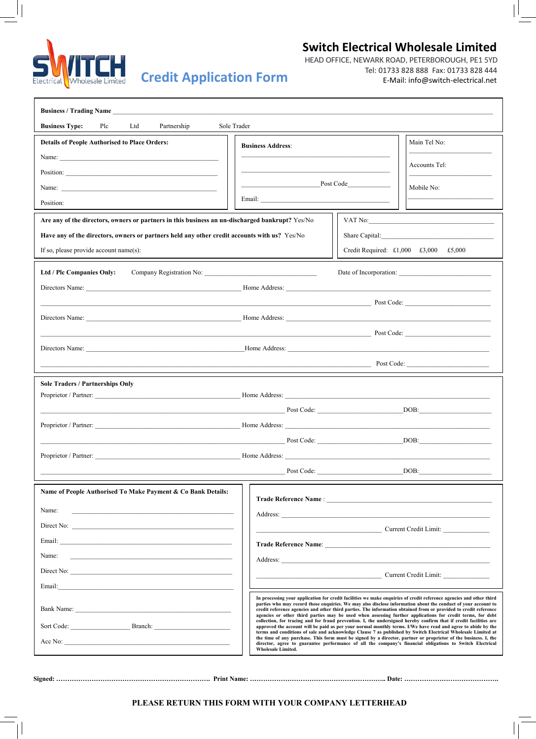# Switch Electrical Wholesale Limited

HEAD OFFICE, NEWARK ROAD, PETERBOROUGH, PE1 5YD
Tel: 01733 828 888 Fax: 01733 828 444
E-Mail: info@switch-electrical.net

## Credit Application Form

**Business / Trading Name** ______________________________________________

**Business Type:** Plc Ltd Partnership Sole Trader

**Details of People Authorised to Place Orders:**

Name: ______________________________

Position: ______________________________

Name: ______________________________

Position:

**Business Address:**

______________________________

______________________________

______________ Post Code ____________

Email: ______________________________

Main Tel No:

______________________________

Accounts Tel:

______________________________

Mobile No:

______________________________

**Are any of the directors, owners or partners in this business an un-discharged bankrupt?** Yes/No

**Have any of the directors, owners or partners held any other credit accounts with us?** Yes/No

If so, please provide account name(s):

VAT No: ______________________________

Share Capital: ______________________________

Credit Required: £1,000 £3,000 £5,000

**Ltd / Plc Companies Only:** Company Registration No: ______________________ Date of Incorporation: ______________________

Directors Name: ______________________ Home Address: ______________________

______________________________ Post Code: ______________________

Directors Name: ______________________ Home Address: ______________________

______________________________ Post Code: ______________________

Directors Name: ______________________ Home Address: ______________________

______________________________ Post Code: ______________________

**Sole Traders / Partnerships Only**

Proprietor / Partner: ______________________ Home Address: ______________________

______________________________ Post Code: ______________ DOB: ______________

Proprietor / Partner: ______________________ Home Address: ______________________

______________________________ Post Code: ______________ DOB: ______________

Proprietor / Partner: ______________________ Home Address: ______________________

______________________________ Post Code: ______________ DOB: ______________

**Name of People Authorised To Make Payment & Co Bank Details:**

Name: ______________________________

Direct No: ______________________________

Email: ______________________________

Name: ______________________________

Direct No: ______________________________

Email: ______________________________

Bank Name: ______________________________

Sort Code: ______________ Branch: ______________

Acc No: ______________________________

**Trade Reference Name** : ______________________________

Address: ______________________________

______________________________ Current Credit Limit: ______________

**Trade Reference Name**: ______________________________

Address: ______________________________

______________________________ Current Credit Limit: ______________

**In processing your application for credit facilities we make enquiries of credit reference agencies and other third parties who may record those enquiries. We may also disclose information about the conduct of your account to credit reference agencies and other third parties. The information obtained from or provided to credit reference agencies or other third parties may be used when assessing further applications for credit terms, for debt collection, for tracing and for fraud prevention. I, the undersigned hereby confirm that if credit facilities are approved the account will be paid as per your normal monthly terms. I/We have read and agree to abide by the terms and conditions of sale and acknowledge Clause 7 as published by Switch Electrical Wholesale Limited at the time of any purchase. This form must be signed by a director, partner or proprietor of the business. I, the director, agree to guarantee performance of all the company's financial obligations to Switch Electrical Wholesale Limited.**

**Signed:** ……………………………………………………… **Print Name:** ……………………………………………….. **Date:** …………………………………….

**PLEASE RETURN THIS FORM WITH YOUR COMPANY LETTERHEAD**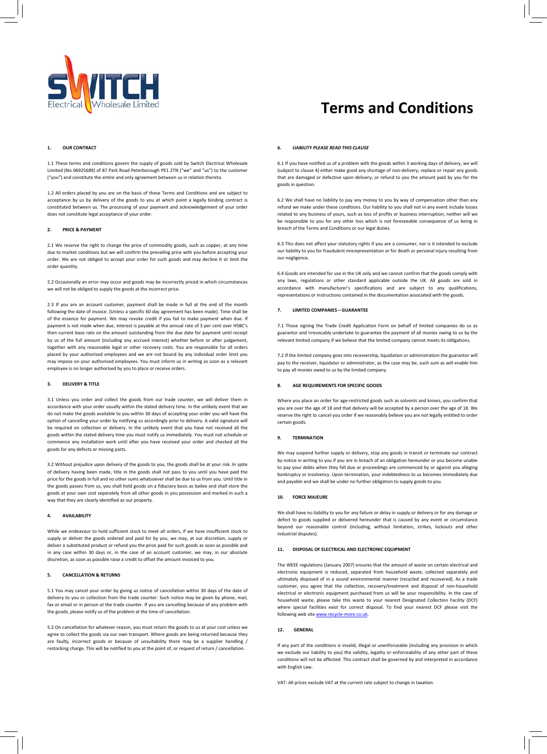Switch Electrical Wholesale Limited

# Terms and Conditions

## 1. OUR CONTRACT

1.1 These terms and conditions govern the supply of goods sold by Switch Electrical Wholesale Limited (No 06925689) of 87 Park Road Peterborough PE1 2TN ("we" and "us") to the customer ("you") and constitute the entire and only agreement between us in relation thereto.

1.2 All orders placed by you are on the basis of these Terms and Conditions and are subject to acceptance by us by delivery of the goods to you at which point a legally binding contract is constituted between us. The processing of your payment and acknowledgement of your order does not constitute legal acceptance of your order.

## 2. PRICE & PAYMENT

2.1 We reserve the right to change the price of commodity goods, such as copper, at any time due to market conditions but we will confirm the prevailing price with you before accepting your order. We are not obliged to accept your order for such goods and may decline it or limit the order quantity.

2.2 Occasionally an error may occur and goods may be incorrectly priced in which circumstances we will not be obliged to supply the goods at the incorrect price.

2.3 If you are an account customer, payment shall be made in full at the end of the month following the date of invoice. (Unless a specific 60 day agreement has been made). Time shall be of the essence for payment. We may revoke credit if you fail to make payment when due. If payment is not made when due, interest is payable at the annual rate of 3 per cent over HSBC's then current base rate on the amount outstanding from the due date for payment until receipt by us of the full amount (including any accrued interest) whether before or after judgement, together with any reasonable legal or other recovery costs. You are responsible for all orders placed by your authorised employees and we are not bound by any individual order limit you may impose on your authorised employees. You must inform us in writing as soon as a relevant employee is no longer authorised by you to place or receive orders.

## 3. DELIVERY & TITLE

3.1 Unless you order and collect the goods from our trade counter, we will deliver them in accordance with your order usually within the stated delivery time. In the unlikely event that we do not make the goods available to you within 30 days of accepting your order you will have the option of cancelling your order by notifying us accordingly prior to delivery. A valid signature will be required on collection or delivery. In the unlikely event that you have not received all the goods within the stated delivery time you must notify us immediately. You must not schedule or commence any installation work until after you have received your order and checked all the goods for any defects or missing parts.

3.2 Without prejudice upon delivery of the goods to you, the goods shall be at your risk. In spite of delivery having been made, title in the goods shall not pass to you until you have paid the price for the goods in full and no other sums whatsoever shall be due to us from you. Until title in the goods passes from us, you shall hold goods on a fiduciary basis as bailee and shall store the goods at your own cost separately from all other goods in you possession and marked in such a way that they are clearly identified as our property.

## 4. AVAILABILITY

While we endeavour to hold sufficient stock to meet all orders, if we have insufficient stock to supply or deliver the goods ordered and paid for by you, we may, at our discretion, supply or deliver a substituted product or refund you the price paid for such goods as soon as possible and in any case within 30 days or, in the case of an account customer, we may, in our absolute discretion, as soon as possible raise a credit to offset the amount invoiced to you.

## 5. CANCELLATION & RETURNS

5.1 You may cancel your order by giving us notice of cancellation within 30 days of the date of delivery to you or collection from the trade counter. Such notice may be given by phone, mail, fax or email or in person at the trade counter. If you are cancelling because of any problem with the goods, please notify us of the problem at the time of cancellation.

5.2 On cancellation for whatever reason, you must return the goods to us at your cost unless we agree to collect the goods via our own transport. Where goods are being returned because they are faulty, incorrect goods or because of unsuitability there may be a supplier handling / restocking charge. This will be notified to you at the point of, or request of return / cancellation.

## 6. LIABILITY *PLEASE READ THIS CLAUSE*

6.1 If you have notified us of a problem with the goods within 3 working days of delivery, we will (subject to clause 4) either make good any shortage of non-delivery; replace or repair any goods that are damaged or defective upon delivery; or refund to you the amount paid by you for the goods in question.

6.2 We shall have no liability to pay any money to you by way of compensation other than any refund we make under these conditions. Our liability to you shall not in any event include losses related to any business of yours, such as loss of profits or business interruption; neither will we be responsible to you for any other loss which is not foreseeable consequence of us being in breach of the Terms and Conditions or our legal duties.

6.3 This does not affect your statutory rights if you are a consumer, nor is it intended to exclude our liability to you for fraudulent misrepresentation or for death or personal injury resulting from our negligence.

6.4 Goods are intended for use in the UK only and we cannot confirm that the goods comply with any laws, regulations or other standard applicable outside the UK. All goods are sold in accordance with manufacturer's specifications and are subject to any qualifications, representations or instructions contained in the documentation associated with the goods.

## 7. LIMITED COMPANIES – GUARANTEE

7.1 Those signing the Trade Credit Application Form on behalf of limited companies do so as guarantor and irrevocably undertake to guarantee the payment of all monies owing to us by the relevant limited company if we believe that the limited company cannot meets its obligations.

7.2 If the limited company goes into receivership, liquidation or administration the guarantor will pay to the receiver, liquidator or administrator, as the case may be, such sum as will enable him to pay all monies owed to us by the limited company.

## 8. AGE REQUIREMENTS FOR SPECIFIC GOODS

Where you place an order for age-restricted goods such as solvents and knives, you confirm that you are over the age of 18 and that delivery will be accepted by a person over the age of 18. We reserve the right to cancel you order if we reasonably believe you are not legally entitled to order certain goods.

## 9. TERMINATION

We may suspend further supply or delivery, stop any goods in transit or terminate our contract by notice in writing to you if you are in breach of an obligation hereunder or you become unable to pay your debts when they fall due or proceedings are commenced by or against you alleging bankruptcy or insolvency. Upon termination, your indebtedness to us becomes immediately due and payable and we shall be under no further obligation to supply goods to you.

## 10. FORCE MAJEURE

We shall have no liability to you for any failure or delay in supply or delivery or for any damage or defect to goods supplied or delivered hereunder that is caused by any event or circumstance beyond our reasonable control (including, without limitation, strikes, lockouts and other industrial disputes).

## 11. DISPOSAL OF ELECTRICAL AND ELECTRONIC EQUIPMENT

The WEEE regulations (January 2007) ensures that the amount of waste on certain electrical and electronic equipment is reduced, separated from household waste, collected separately and ultimately disposed of in a sound environmental manner (recycled and recovered). As a trade customer, you agree that the collection, recovery/treatment and disposal of non-household electrical or electronic equipment purchased from us will be your responsibility. In the case of household waste, please take this waste to your nearest Designated Collection Facility (DCF) where special facilities exist for correct disposal. To find your nearest DCF please visit the following web site www.recycle-more.co.uk.

## 12. GENERAL

If any part of the conditions is invalid, illegal or unenforceable (including any provision in which we exclude our liability to you) the validity, legality or enforceability of any other part of these conditions will not be affected. This contract shall be governed by and interpreted in accordance with English Law.

VAT: All prices exclude VAT at the current rate subject to change in taxation.